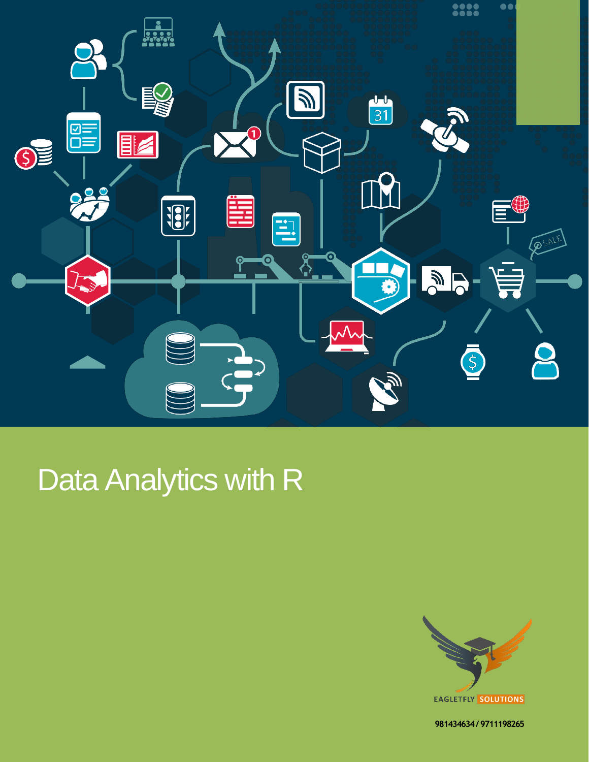# Data Analytics with R

EAGLETFLY SOLUTIONS

981434634 / 9711198265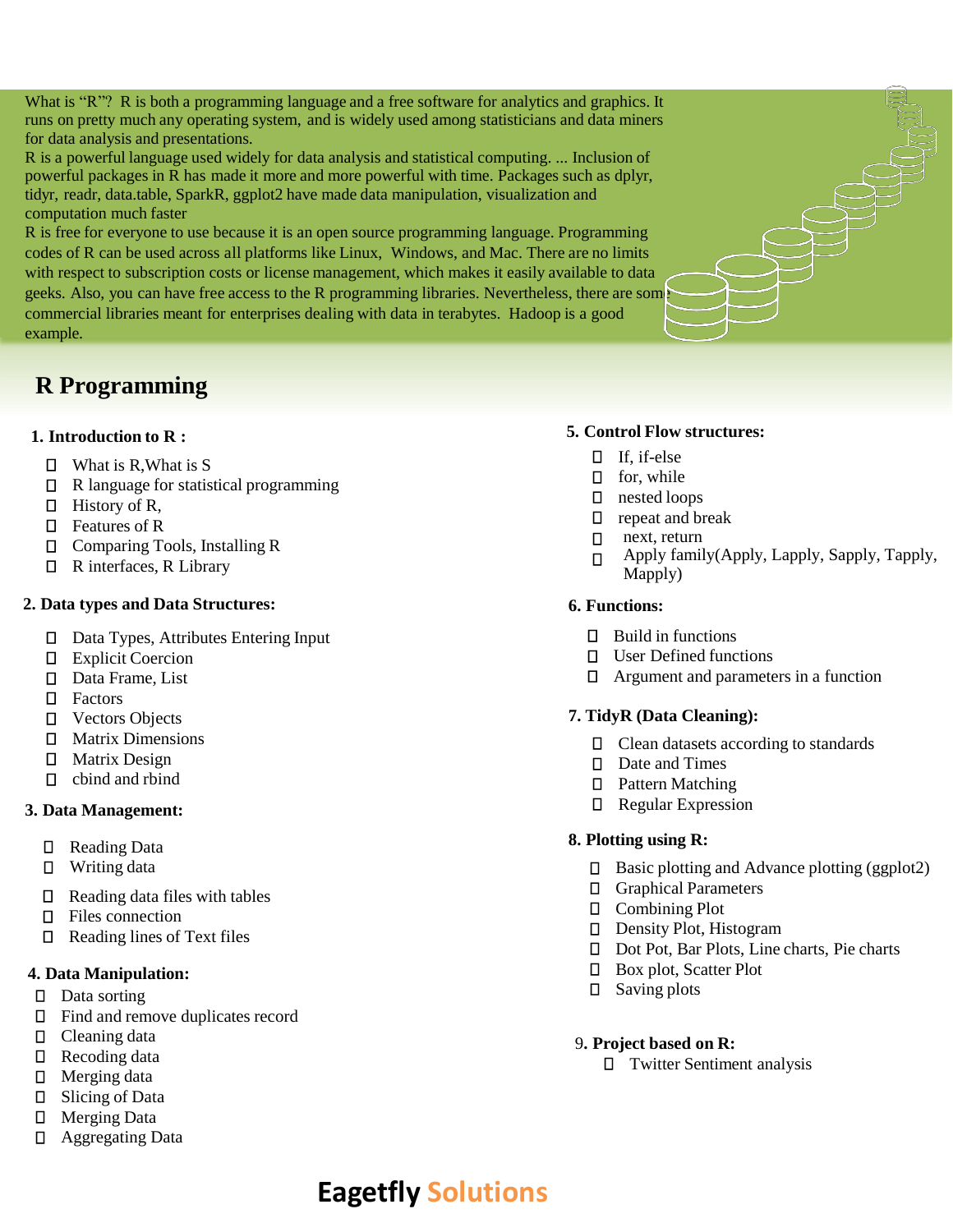What is "R"? R is both a programming language and a free software for analytics and graphics. It runs on pretty much any operating system, and is widely used among statisticians and data miners for data analysis and presentations.
R is a powerful language used widely for data analysis and statistical computing. ... Inclusion of powerful packages in R has made it more and more powerful with time. Packages such as dplyr, tidyr, readr, data.table, SparkR, ggplot2 have made data manipulation, visualization and computation much faster
R is free for everyone to use because it is an open source programming language. Programming codes of R can be used across all platforms like Linux, Windows, and Mac. There are no limits with respect to subscription costs or license management, which makes it easily available to data geeks. Also, you can have free access to the R programming libraries. Nevertheless, there are some commercial libraries meant for enterprises dealing with data in terabytes. Hadoop is a good example.

# R Programming

**1. Introduction to R :**

- What is R,What is S
- R language for statistical programming
- History of R,
- Features of R
- Comparing Tools, Installing R
- R interfaces, R Library

**2. Data types and Data Structures:**

- Data Types, Attributes Entering Input
- Explicit Coercion
- Data Frame, List
- Factors
- Vectors Objects
- Matrix Dimensions
- Matrix Design
- cbind and rbind

**3. Data Management:**

- Reading Data
- Writing data
- Reading data files with tables
- Files connection
- Reading lines of Text files

**4. Data Manipulation:**

- Data sorting
- Find and remove duplicates record
- Cleaning data
- Recoding data
- Merging data
- Slicing of Data
- Merging Data
- Aggregating Data

**5. Control Flow structures:**

- If, if-else
- for, while
- nested loops
- repeat and break
- next, return
- Apply family(Apply, Lapply, Sapply, Tapply, Mapply)

**6. Functions:**

- Build in functions
- User Defined functions
- Argument and parameters in a function

**7. TidyR (Data Cleaning):**

- Clean datasets according to standards
- Date and Times
- Pattern Matching
- Regular Expression

**8. Plotting using R:**

- Basic plotting and Advance plotting (ggplot2)
- Graphical Parameters
- Combining Plot
- Density Plot, Histogram
- Dot Pot, Bar Plots, Line charts, Pie charts
- Box plot, Scatter Plot
- Saving plots

9**. Project based on R:**

- Twitter Sentiment analysis

**Eagetfly Solutions**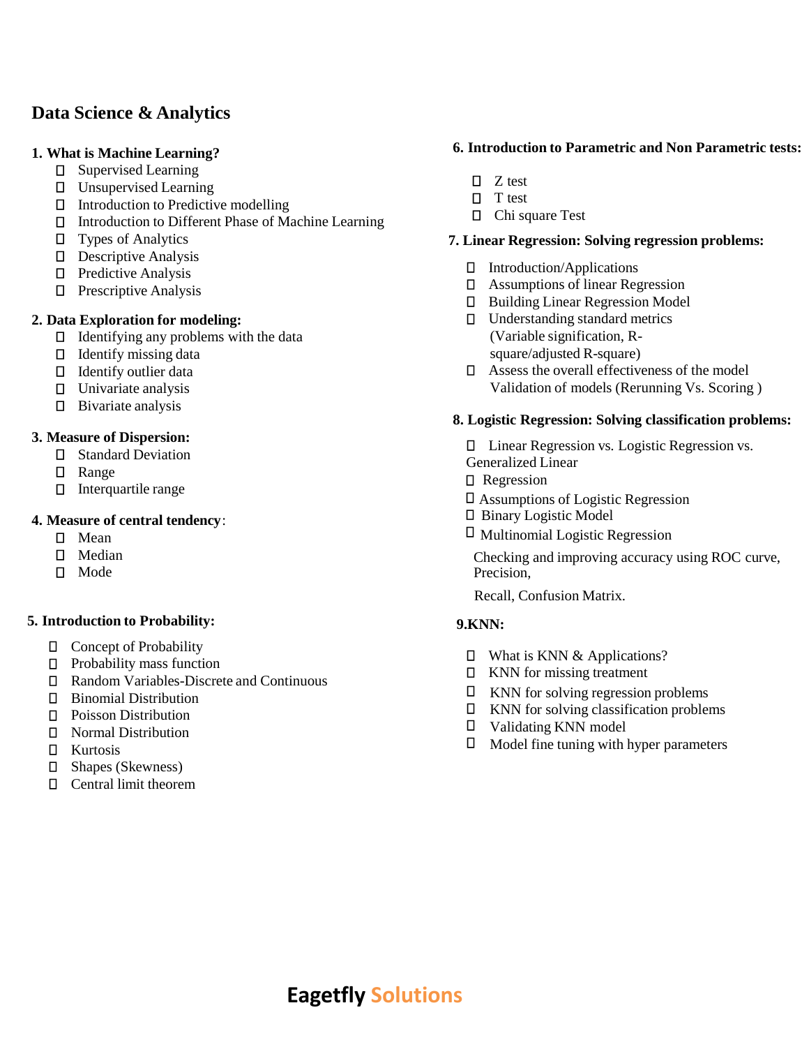# Data Science & Analytics

## 1. What is Machine Learning?

- Supervised Learning
- Unsupervised Learning
- Introduction to Predictive modelling
- Introduction to Different Phase of Machine Learning
- Types of Analytics
- Descriptive Analysis
- Predictive Analysis
- Prescriptive Analysis

## 2. Data Exploration for modeling:

- Identifying any problems with the data
- Identify missing data
- Identify outlier data
- Univariate analysis
- Bivariate analysis

## 3. Measure of Dispersion:

- Standard Deviation
- Range
- Interquartile range

## 4. Measure of central tendency:

- Mean
- Median
- Mode

## 5. Introduction to Probability:

- Concept of Probability
- Probability mass function
- Random Variables-Discrete and Continuous
- Binomial Distribution
- Poisson Distribution
- Normal Distribution
- Kurtosis
- Shapes (Skewness)
- Central limit theorem

## 6. Introduction to Parametric and Non Parametric tests:

- Z test
- T test
- Chi square Test

## 7. Linear Regression: Solving regression problems:

- Introduction/Applications
- Assumptions of linear Regression
- Building Linear Regression Model
- Understanding standard metrics (Variable signification, R-square/adjusted R-square)
- Assess the overall effectiveness of the model Validation of models (Rerunning Vs. Scoring )

## 8. Logistic Regression: Solving classification problems:

- Linear Regression vs. Logistic Regression vs. Generalized Linear
- Regression
- Assumptions of Logistic Regression
- Binary Logistic Model
- Multinomial Logistic Regression

Checking and improving accuracy using ROC curve, Precision,

Recall, Confusion Matrix.

## 9.KNN:

- What is KNN & Applications?
- KNN for missing treatment
- KNN for solving regression problems
- KNN for solving classification problems
- Validating KNN model
- Model fine tuning with hyper parameters

**Eagetfly Solutions**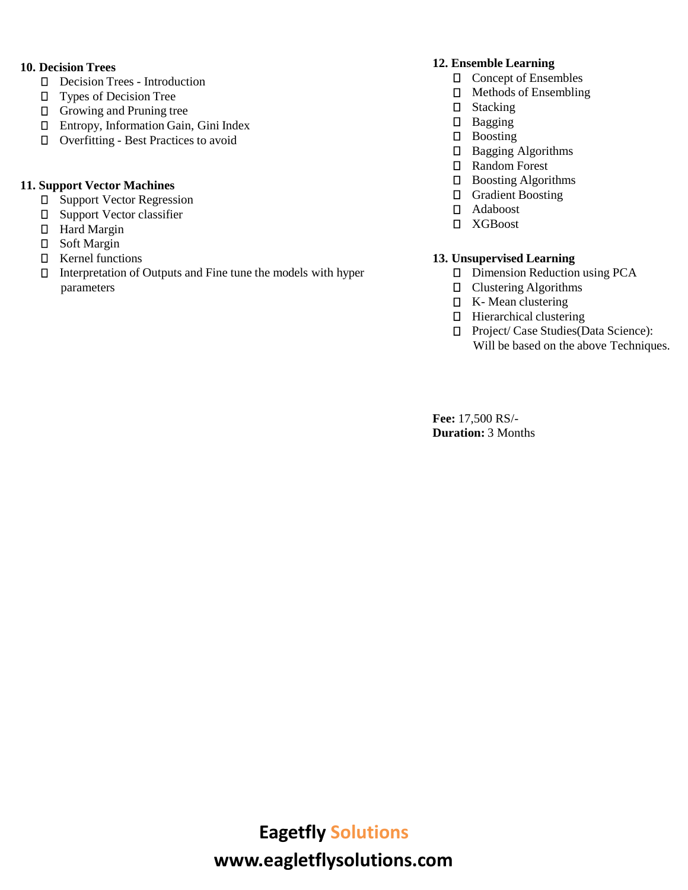**10. Decision Trees**

- Decision Trees - Introduction
- Types of Decision Tree
- Growing and Pruning tree
- Entropy, Information Gain, Gini Index
- Overfitting - Best Practices to avoid

**11. Support Vector Machines**

- Support Vector Regression
- Support Vector classifier
- Hard Margin
- Soft Margin
- Kernel functions
- Interpretation of Outputs and Fine tune the models with hyper parameters

**12. Ensemble Learning**

- Concept of Ensembles
- Methods of Ensembling
- Stacking
- Bagging
- Boosting
- Bagging Algorithms
- Random Forest
- Boosting Algorithms
- Gradient Boosting
- Adaboost
- XGBoost

**13. Unsupervised Learning**

- Dimension Reduction using PCA
- Clustering Algorithms
- K- Mean clustering
- Hierarchical clustering
- Project/ Case Studies(Data Science): Will be based on the above Techniques.

**Fee:** 17,500 RS/-
**Duration:** 3 Months

**Eagetfly Solutions**
**www.eagletflysolutions.com**